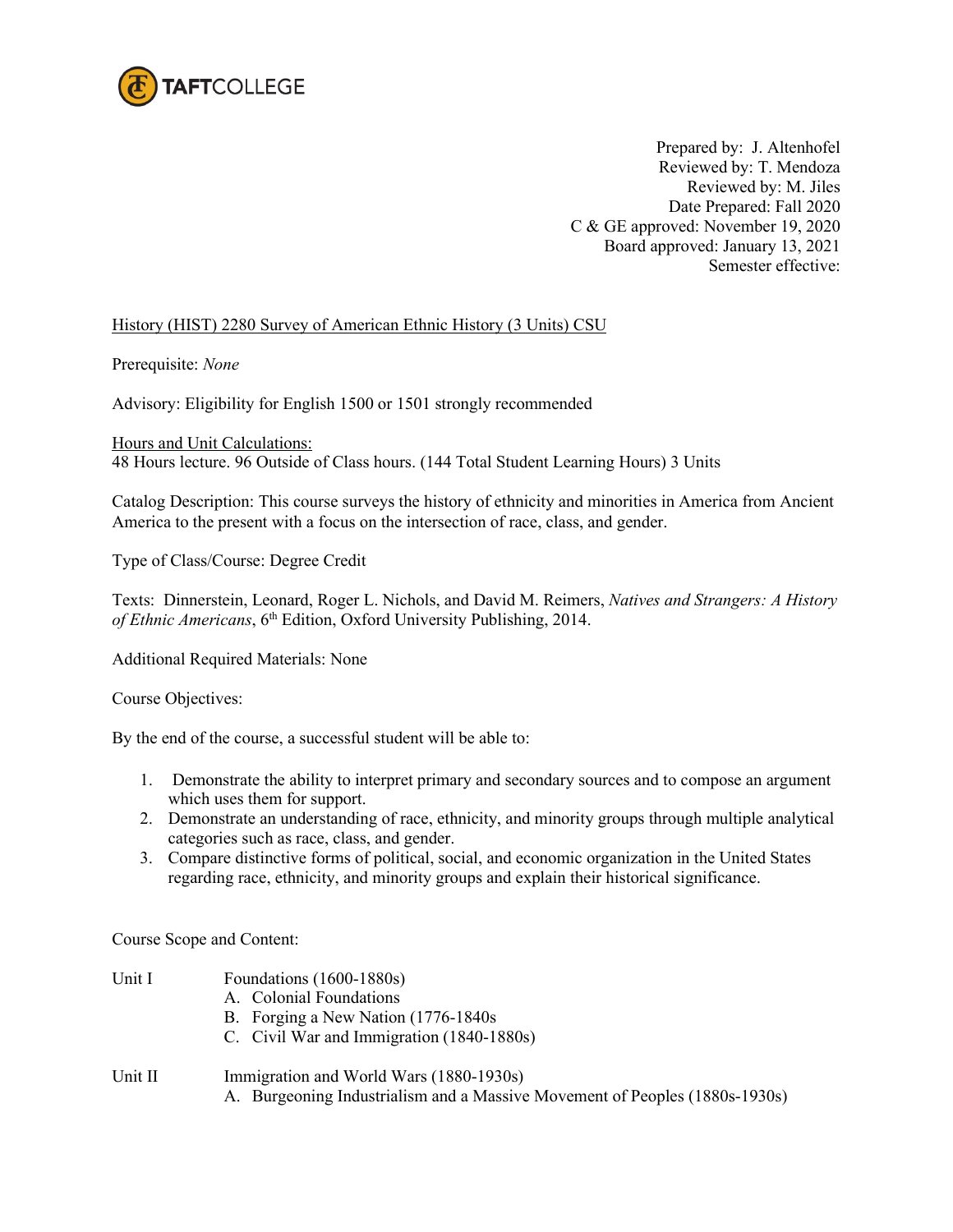TAFTCOLLEGE

Prepared by: J. Altenhofel
Reviewed by: T. Mendoza
Reviewed by: M. Jiles
Date Prepared: Fall 2020
C & GE approved: November 19, 2020
Board approved: January 13, 2021
Semester effective:

History (HIST) 2280 Survey of American Ethnic History (3 Units) CSU

Prerequisite: *None*

Advisory: Eligibility for English 1500 or 1501 strongly recommended

Hours and Unit Calculations:
48 Hours lecture. 96 Outside of Class hours. (144 Total Student Learning Hours) 3 Units

Catalog Description: This course surveys the history of ethnicity and minorities in America from Ancient America to the present with a focus on the intersection of race, class, and gender.

Type of Class/Course: Degree Credit

Texts: Dinnerstein, Leonard, Roger L. Nichols, and David M. Reimers, *Natives and Strangers: A History of Ethnic Americans*, 6th Edition, Oxford University Publishing, 2014.

Additional Required Materials: None

Course Objectives:

By the end of the course, a successful student will be able to:

1. Demonstrate the ability to interpret primary and secondary sources and to compose an argument which uses them for support.
2. Demonstrate an understanding of race, ethnicity, and minority groups through multiple analytical categories such as race, class, and gender.
3. Compare distinctive forms of political, social, and economic organization in the United States regarding race, ethnicity, and minority groups and explain their historical significance.

Course Scope and Content:

Unit I Foundations (1600-1880s)
- A. Colonial Foundations
- B. Forging a New Nation (1776-1840s
- C. Civil War and Immigration (1840-1880s)

Unit II Immigration and World Wars (1880-1930s)
- A. Burgeoning Industrialism and a Massive Movement of Peoples (1880s-1930s)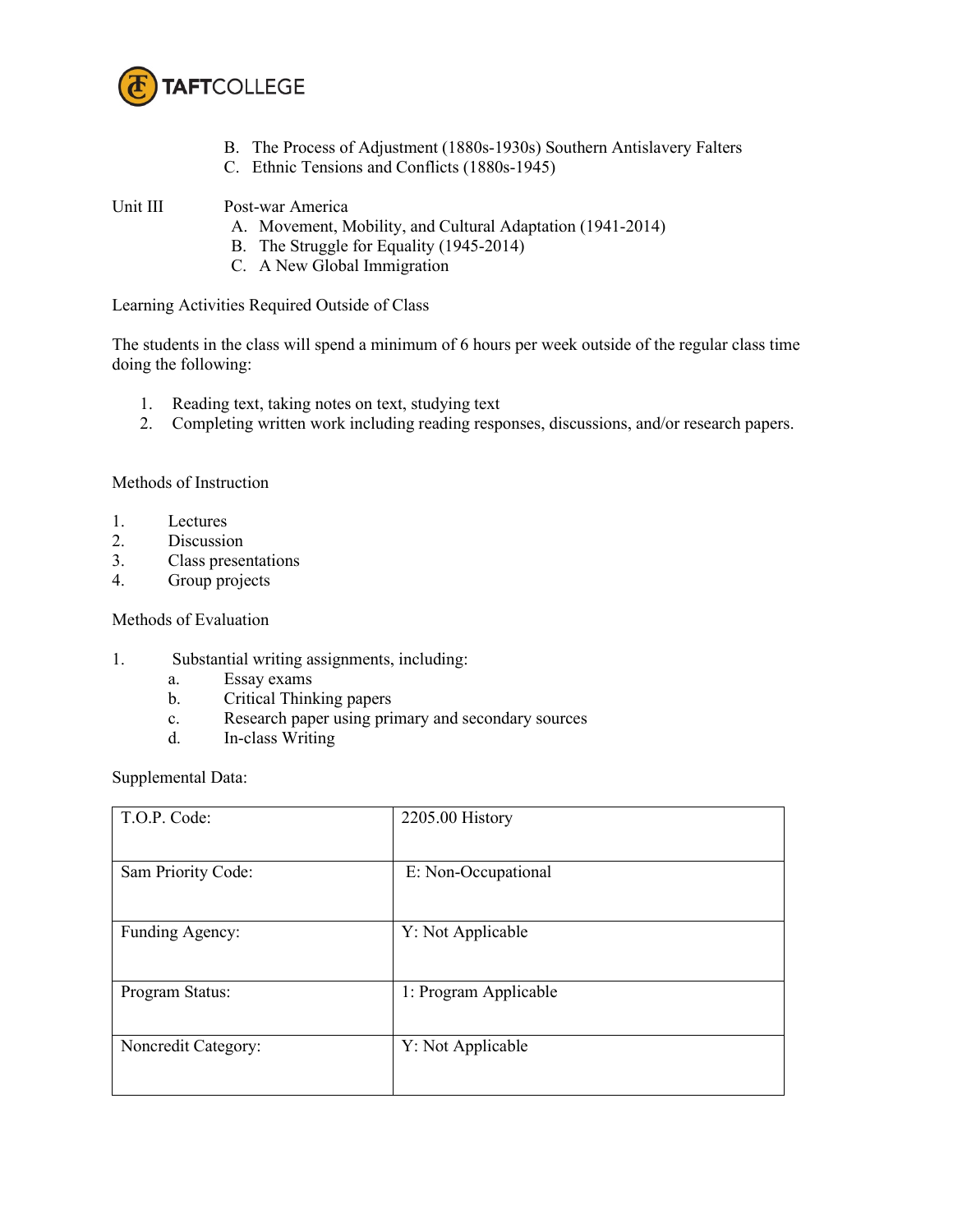B. The Process of Adjustment (1880s-1930s) Southern Antislavery Falters
C. Ethnic Tensions and Conflicts (1880s-1945)

Unit III Post-war America

A. Movement, Mobility, and Cultural Adaptation (1941-2014)
B. The Struggle for Equality (1945-2014)
C. A New Global Immigration

Learning Activities Required Outside of Class

The students in the class will spend a minimum of 6 hours per week outside of the regular class time doing the following:

1. Reading text, taking notes on text, studying text
2. Completing written work including reading responses, discussions, and/or research papers.

Methods of Instruction

1. Lectures
2. Discussion
3. Class presentations
4. Group projects

Methods of Evaluation

1. Substantial writing assignments, including:
   a. Essay exams
   b. Critical Thinking papers
   c. Research paper using primary and secondary sources
   d. In-class Writing

Supplemental Data:

| | |
|---|---|
| T.O.P. Code: | 2205.00 History |
| Sam Priority Code: | E: Non-Occupational |
| Funding Agency: | Y: Not Applicable |
| Program Status: | 1: Program Applicable |
| Noncredit Category: | Y: Not Applicable |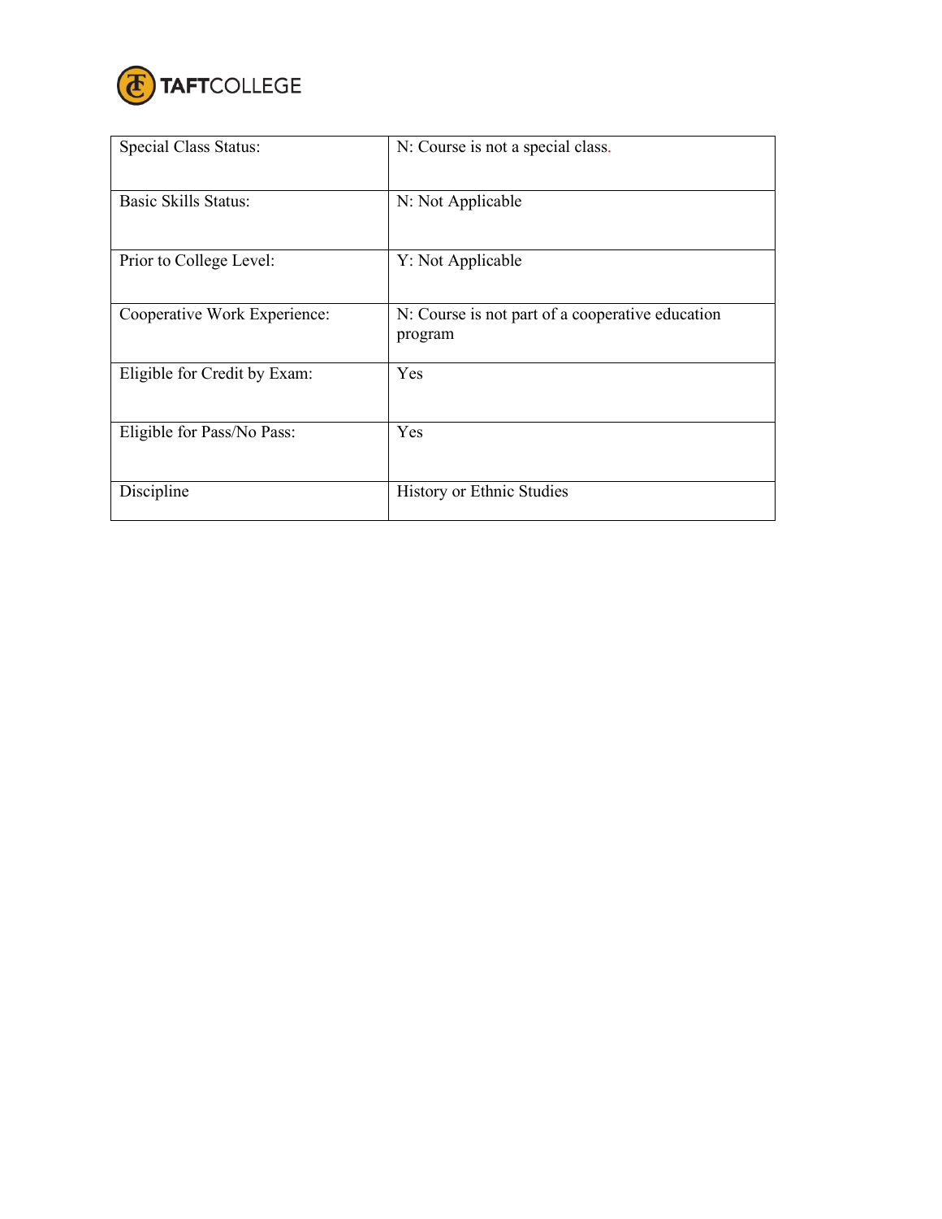| | |
|---|---|
| Special Class Status: | N: Course is not a special class. |
| Basic Skills Status: | N: Not Applicable |
| Prior to College Level: | Y: Not Applicable |
| Cooperative Work Experience: | N: Course is not part of a cooperative education program |
| Eligible for Credit by Exam: | Yes |
| Eligible for Pass/No Pass: | Yes |
| Discipline | History or Ethnic Studies |